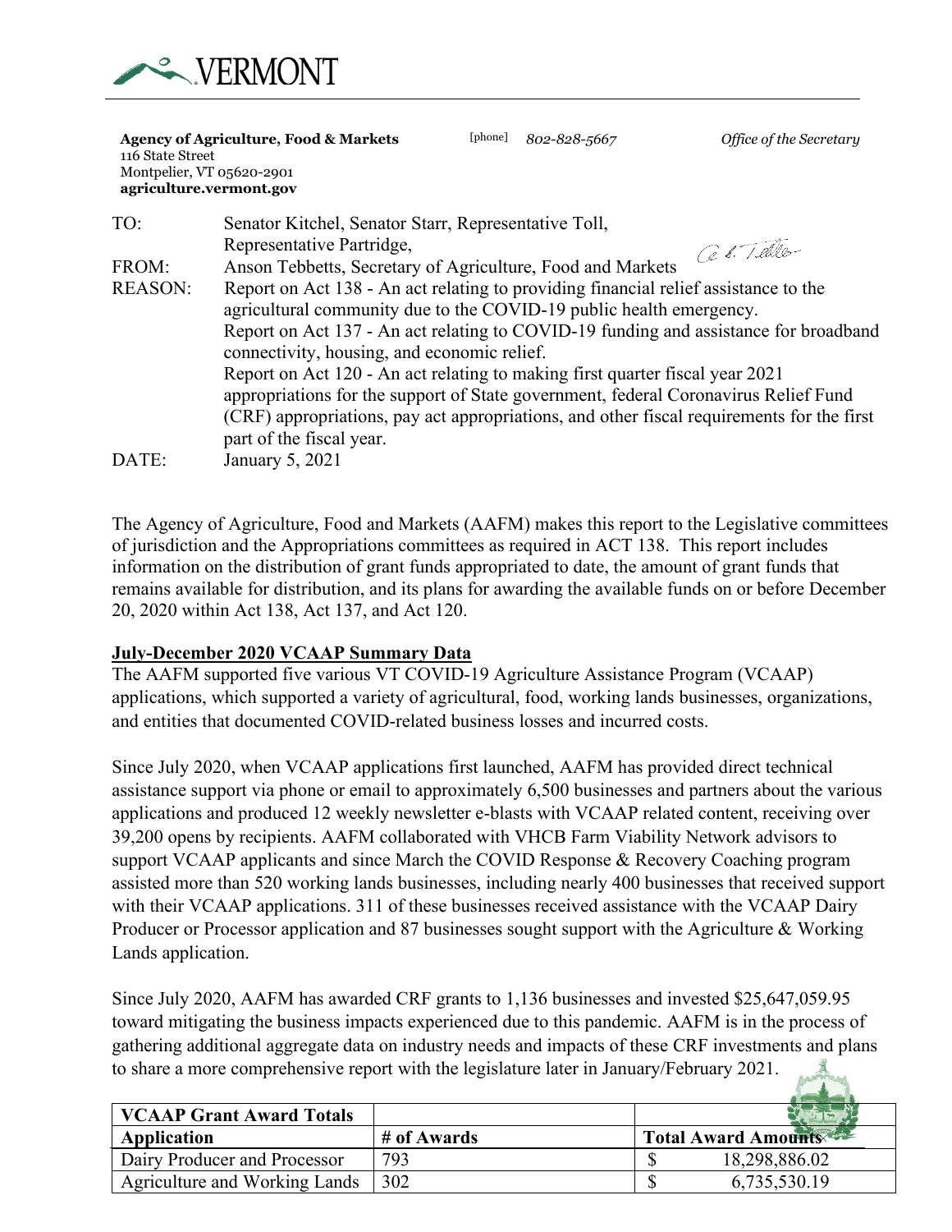VERMONT

**Agency of Agriculture, Food & Markets**
116 State Street
Montpelier, VT 05620-2901
**agriculture.vermont.gov**

[phone] *802-828-5667*

*Office of the Secretary*

TO: Senator Kitchel, Senator Starr, Representative Toll, Representative Partridge,

FROM: Anson Tebbetts, Secretary of Agriculture, Food and Markets

REASON: Report on Act 138 - An act relating to providing financial relief assistance to the agricultural community due to the COVID-19 public health emergency.
Report on Act 137 - An act relating to COVID-19 funding and assistance for broadband connectivity, housing, and economic relief.
Report on Act 120 - An act relating to making first quarter fiscal year 2021 appropriations for the support of State government, federal Coronavirus Relief Fund (CRF) appropriations, pay act appropriations, and other fiscal requirements for the first part of the fiscal year.

DATE: January 5, 2021

The Agency of Agriculture, Food and Markets (AAFM) makes this report to the Legislative committees of jurisdiction and the Appropriations committees as required in ACT 138. This report includes information on the distribution of grant funds appropriated to date, the amount of grant funds that remains available for distribution, and its plans for awarding the available funds on or before December 20, 2020 within Act 138, Act 137, and Act 120.

**July-December 2020 VCAAP Summary Data**

The AAFM supported five various VT COVID-19 Agriculture Assistance Program (VCAAP) applications, which supported a variety of agricultural, food, working lands businesses, organizations, and entities that documented COVID-related business losses and incurred costs.

Since July 2020, when VCAAP applications first launched, AAFM has provided direct technical assistance support via phone or email to approximately 6,500 businesses and partners about the various applications and produced 12 weekly newsletter e-blasts with VCAAP related content, receiving over 39,200 opens by recipients. AAFM collaborated with VHCB Farm Viability Network advisors to support VCAAP applicants and since March the COVID Response & Recovery Coaching program assisted more than 520 working lands businesses, including nearly 400 businesses that received support with their VCAAP applications. 311 of these businesses received assistance with the VCAAP Dairy Producer or Processor application and 87 businesses sought support with the Agriculture & Working Lands application.

Since July 2020, AAFM has awarded CRF grants to 1,136 businesses and invested $25,647,059.95 toward mitigating the business impacts experienced due to this pandemic. AAFM is in the process of gathering additional aggregate data on industry needs and impacts of these CRF investments and plans to share a more comprehensive report with the legislature later in January/February 2021.

| **VCAAP Grant Award Totals** | | |
|---|---|---|
| **Application** | **# of Awards** | **Total Award Amounts** |
| Dairy Producer and Processor | 793 | $ 18,298,886.02 |
| Agriculture and Working Lands | 302 | $ 6,735,530.19 |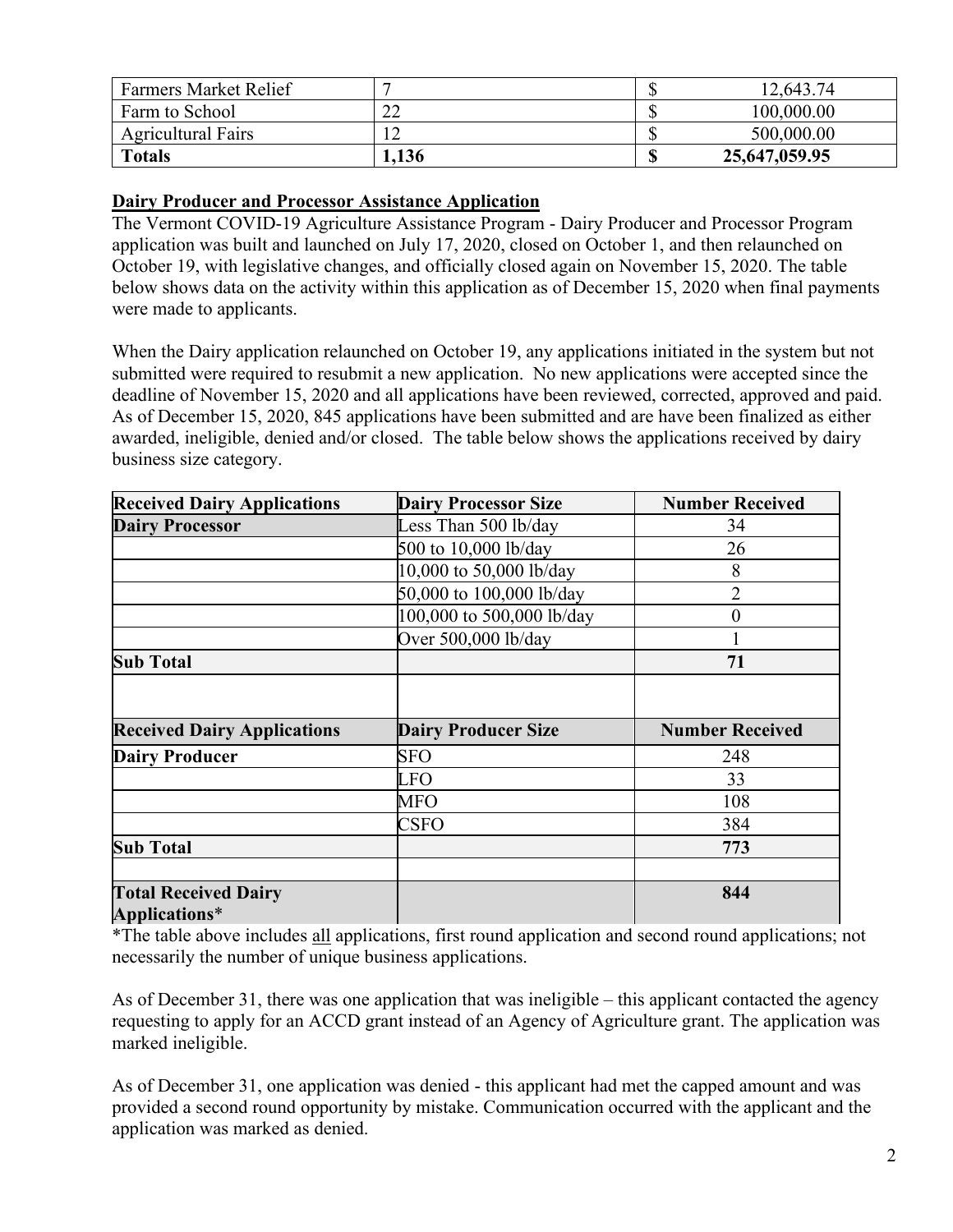| Farmers Market Relief | 7 | $ | 12,643.74 |
|---|---|---|---|
| Farm to School | 22 | $ | 100,000.00 |
| Agricultural Fairs | 12 | $ | 500,000.00 |
| **Totals** | **1,136** | **$** | **25,647,059.95** |

**Dairy Producer and Processor Assistance Application**

The Vermont COVID-19 Agriculture Assistance Program - Dairy Producer and Processor Program application was built and launched on July 17, 2020, closed on October 1, and then relaunched on October 19, with legislative changes, and officially closed again on November 15, 2020. The table below shows data on the activity within this application as of December 15, 2020 when final payments were made to applicants.

When the Dairy application relaunched on October 19, any applications initiated in the system but not submitted were required to resubmit a new application. No new applications were accepted since the deadline of November 15, 2020 and all applications have been reviewed, corrected, approved and paid. As of December 15, 2020, 845 applications have been submitted and are have been finalized as either awarded, ineligible, denied and/or closed. The table below shows the applications received by dairy business size category.

| Received Dairy Applications | Dairy Processor Size | Number Received |
|---|---|---|
| **Dairy Processor** | Less Than 500 lb/day | 34 |
| | 500 to 10,000 lb/day | 26 |
| | 10,000 to 50,000 lb/day | 8 |
| | 50,000 to 100,000 lb/day | 2 |
| | 100,000 to 500,000 lb/day | 0 |
| | Over 500,000 lb/day | 1 |
| **Sub Total** | | **71** |
| | | |
| **Received Dairy Applications** | **Dairy Producer Size** | **Number Received** |
| **Dairy Producer** | SFO | 248 |
| | LFO | 33 |
| | MFO | 108 |
| | CSFO | 384 |
| **Sub Total** | | **773** |
| | | |
| **Total Received Dairy Applications*** | | **844** |

*The table above includes all applications, first round application and second round applications; not necessarily the number of unique business applications.

As of December 31, there was one application that was ineligible – this applicant contacted the agency requesting to apply for an ACCD grant instead of an Agency of Agriculture grant. The application was marked ineligible.

As of December 31, one application was denied - this applicant had met the capped amount and was provided a second round opportunity by mistake. Communication occurred with the applicant and the application was marked as denied.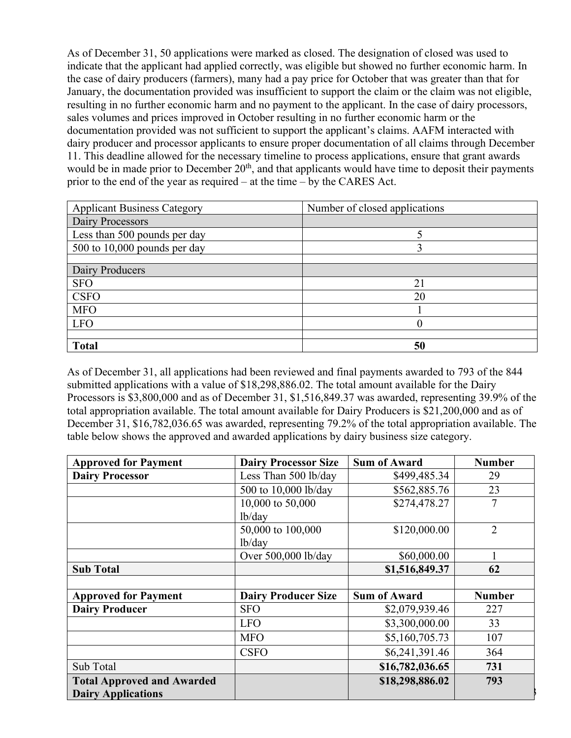As of December 31, 50 applications were marked as closed. The designation of closed was used to indicate that the applicant had applied correctly, was eligible but showed no further economic harm. In the case of dairy producers (farmers), many had a pay price for October that was greater than that for January, the documentation provided was insufficient to support the claim or the claim was not eligible, resulting in no further economic harm and no payment to the applicant. In the case of dairy processors, sales volumes and prices improved in October resulting in no further economic harm or the documentation provided was not sufficient to support the applicant's claims. AAFM interacted with dairy producer and processor applicants to ensure proper documentation of all claims through December 11. This deadline allowed for the necessary timeline to process applications, ensure that grant awards would be in made prior to December 20th, and that applicants would have time to deposit their payments prior to the end of the year as required – at the time – by the CARES Act.

| Applicant Business Category | Number of closed applications |
|---|---|
| Dairy Processors | |
| Less than 500 pounds per day | 5 |
| 500 to 10,000 pounds per day | 3 |
| | |
| Dairy Producers | |
| SFO | 21 |
| CSFO | 20 |
| MFO | 1 |
| LFO | 0 |
| | |
| **Total** | **50** |

As of December 31, all applications had been reviewed and final payments awarded to 793 of the 844 submitted applications with a value of $18,298,886.02. The total amount available for the Dairy Processors is $3,800,000 and as of December 31, $1,516,849.37 was awarded, representing 39.9% of the total appropriation available. The total amount available for Dairy Producers is $21,200,000 and as of December 31, $16,782,036.65 was awarded, representing 79.2% of the total appropriation available. The table below shows the approved and awarded applications by dairy business size category.

| **Approved for Payment** | **Dairy Processor Size** | **Sum of Award** | **Number** |
|---|---|---|---|
| **Dairy Processor** | Less Than 500 lb/day | $499,485.34 | 29 |
| | 500 to 10,000 lb/day | $562,885.76 | 23 |
| | 10,000 to 50,000 lb/day | $274,478.27 | 7 |
| | 50,000 to 100,000 lb/day | $120,000.00 | 2 |
| | Over 500,000 lb/day | $60,000.00 | 1 |
| **Sub Total** | | **$1,516,849.37** | **62** |
| | | | |
| **Approved for Payment** | **Dairy Producer Size** | **Sum of Award** | **Number** |
| **Dairy Producer** | SFO | $2,079,939.46 | 227 |
| | LFO | $3,300,000.00 | 33 |
| | MFO | $5,160,705.73 | 107 |
| | CSFO | $6,241,391.46 | 364 |
| Sub Total | | **$16,782,036.65** | **731** |
| **Total Approved and Awarded Dairy Applications** | | **$18,298,886.02** | **793** |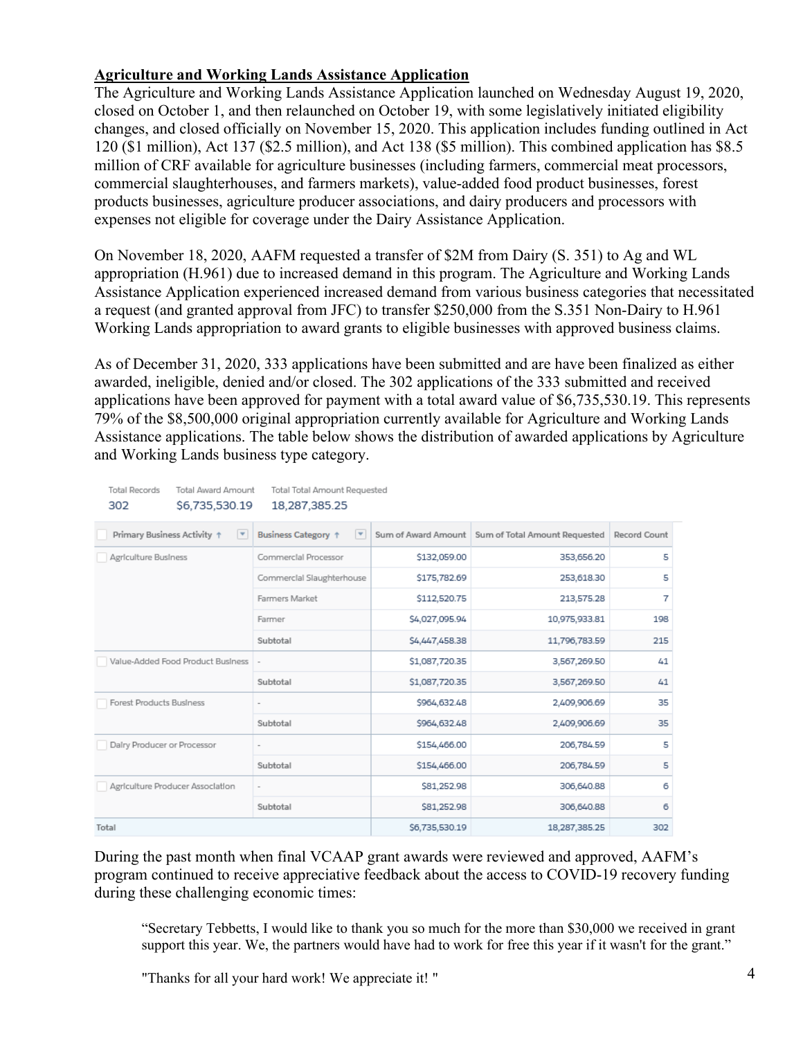**Agriculture and Working Lands Assistance Application**

The Agriculture and Working Lands Assistance Application launched on Wednesday August 19, 2020, closed on October 1, and then relaunched on October 19, with some legislatively initiated eligibility changes, and closed officially on November 15, 2020. This application includes funding outlined in Act 120 ($1 million), Act 137 ($2.5 million), and Act 138 ($5 million). This combined application has $8.5 million of CRF available for agriculture businesses (including farmers, commercial meat processors, commercial slaughterhouses, and farmers markets), value-added food product businesses, forest products businesses, agriculture producer associations, and dairy producers and processors with expenses not eligible for coverage under the Dairy Assistance Application.

On November 18, 2020, AAFM requested a transfer of $2M from Dairy (S. 351) to Ag and WL appropriation (H.961) due to increased demand in this program. The Agriculture and Working Lands Assistance Application experienced increased demand from various business categories that necessitated a request (and granted approval from JFC) to transfer $250,000 from the S.351 Non-Dairy to H.961 Working Lands appropriation to award grants to eligible businesses with approved business claims.

As of December 31, 2020, 333 applications have been submitted and are have been finalized as either awarded, ineligible, denied and/or closed. The 302 applications of the 333 submitted and received applications have been approved for payment with a total award value of $6,735,530.19. This represents 79% of the $8,500,000 original appropriation currently available for Agriculture and Working Lands Assistance applications. The table below shows the distribution of awarded applications by Agriculture and Working Lands business type category.

| Total Records | Total Award Amount | Total Total Amount Requested |
|---|---|---|
| 302 | $6,735,530.19 | 18,287,385.25 |

| Primary Business Activity | Business Category | Sum of Award Amount | Sum of Total Amount Requested | Record Count |
|---|---|---|---|---|
| Agriculture Business | Commercial Processor | $132,059.00 | 353,656.20 | 5 |
| | Commercial Slaughterhouse | $175,782.69 | 253,618.30 | 5 |
| | Farmers Market | $112,520.75 | 213,575.28 | 7 |
| | Farmer | $4,027,095.94 | 10,975,933.81 | 198 |
| | Subtotal | $4,447,458.38 | 11,796,783.59 | 215 |
| Value-Added Food Product Business | - | $1,087,720.35 | 3,567,269.50 | 41 |
| | Subtotal | $1,087,720.35 | 3,567,269.50 | 41 |
| Forest Products Business | - | $964,632.48 | 2,409,906.69 | 35 |
| | Subtotal | $964,632.48 | 2,409,906.69 | 35 |
| Dairy Producer or Processor | - | $154,466.00 | 206,784.59 | 5 |
| | Subtotal | $154,466.00 | 206,784.59 | 5 |
| Agriculture Producer Association | - | $81,252.98 | 306,640.88 | 6 |
| | Subtotal | $81,252.98 | 306,640.88 | 6 |
| Total | | $6,735,530.19 | 18,287,385.25 | 302 |

During the past month when final VCAAP grant awards were reviewed and approved, AAFM's program continued to receive appreciative feedback about the access to COVID-19 recovery funding during these challenging economic times:

> "Secretary Tebbetts, I would like to thank you so much for the more than $30,000 we received in grant support this year. We, the partners would have had to work for free this year if it wasn't for the grant."

> "Thanks for all your hard work! We appreciate it! "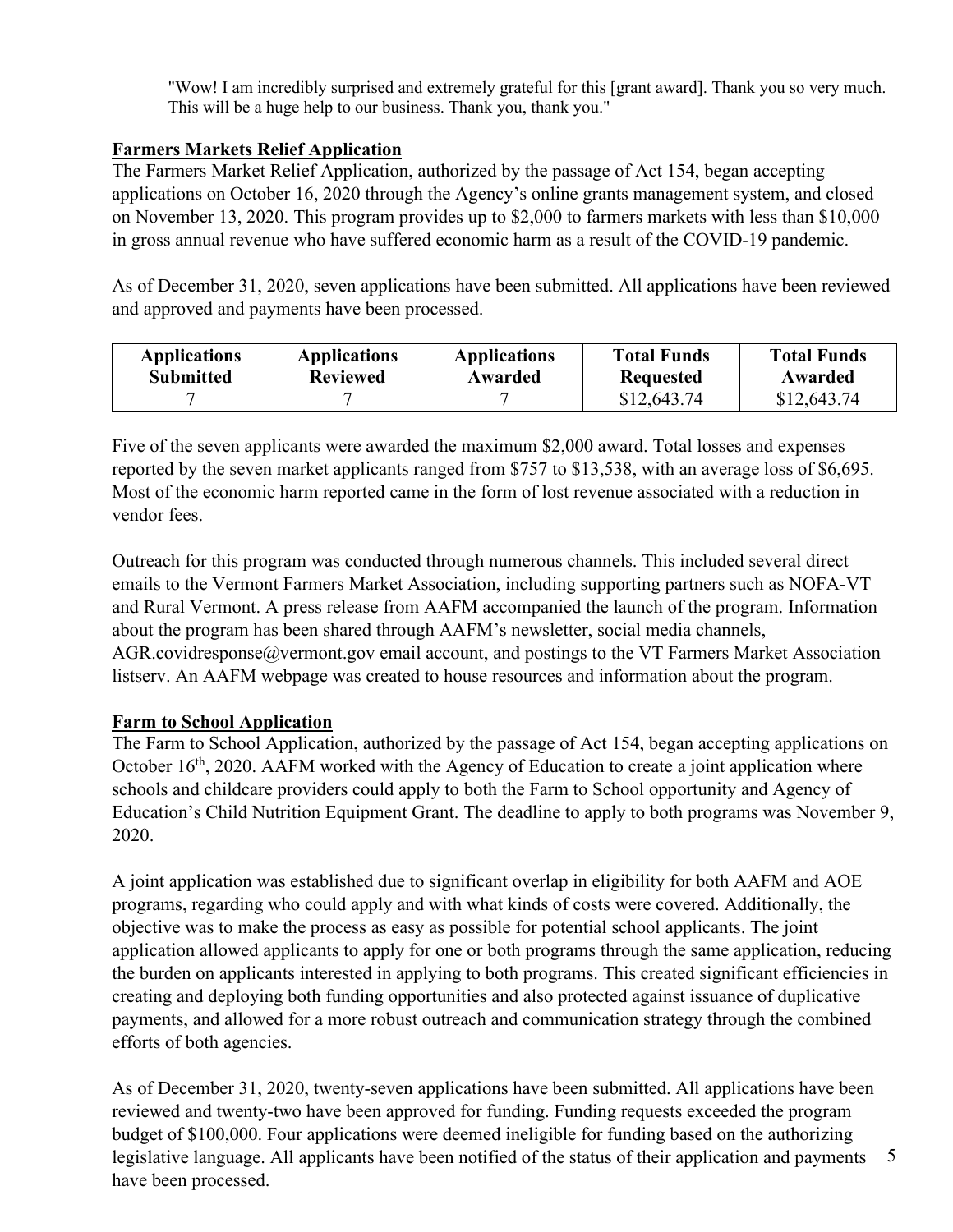> "Wow! I am incredibly surprised and extremely grateful for this [grant award]. Thank you so very much. This will be a huge help to our business. Thank you, thank you."

**Farmers Markets Relief Application**

The Farmers Market Relief Application, authorized by the passage of Act 154, began accepting applications on October 16, 2020 through the Agency's online grants management system, and closed on November 13, 2020. This program provides up to $2,000 to farmers markets with less than $10,000 in gross annual revenue who have suffered economic harm as a result of the COVID-19 pandemic.

As of December 31, 2020, seven applications have been submitted. All applications have been reviewed and approved and payments have been processed.

| Applications Submitted | Applications Reviewed | Applications Awarded | Total Funds Requested | Total Funds Awarded |
|---|---|---|---|---|
| 7 | 7 | 7 | $12,643.74 | $12,643.74 |

Five of the seven applicants were awarded the maximum $2,000 award. Total losses and expenses reported by the seven market applicants ranged from $757 to $13,538, with an average loss of $6,695. Most of the economic harm reported came in the form of lost revenue associated with a reduction in vendor fees.

Outreach for this program was conducted through numerous channels. This included several direct emails to the Vermont Farmers Market Association, including supporting partners such as NOFA-VT and Rural Vermont. A press release from AAFM accompanied the launch of the program. Information about the program has been shared through AAFM's newsletter, social media channels, AGR.covidresponse@vermont.gov email account, and postings to the VT Farmers Market Association listserv. An AAFM webpage was created to house resources and information about the program.

**Farm to School Application**

The Farm to School Application, authorized by the passage of Act 154, began accepting applications on October 16th, 2020. AAFM worked with the Agency of Education to create a joint application where schools and childcare providers could apply to both the Farm to School opportunity and Agency of Education's Child Nutrition Equipment Grant. The deadline to apply to both programs was November 9, 2020.

A joint application was established due to significant overlap in eligibility for both AAFM and AOE programs, regarding who could apply and with what kinds of costs were covered. Additionally, the objective was to make the process as easy as possible for potential school applicants. The joint application allowed applicants to apply for one or both programs through the same application, reducing the burden on applicants interested in applying to both programs. This created significant efficiencies in creating and deploying both funding opportunities and also protected against issuance of duplicative payments, and allowed for a more robust outreach and communication strategy through the combined efforts of both agencies.

As of December 31, 2020, twenty-seven applications have been submitted. All applications have been reviewed and twenty-two have been approved for funding. Funding requests exceeded the program budget of $100,000. Four applications were deemed ineligible for funding based on the authorizing legislative language. All applicants have been notified of the status of their application and payments have been processed.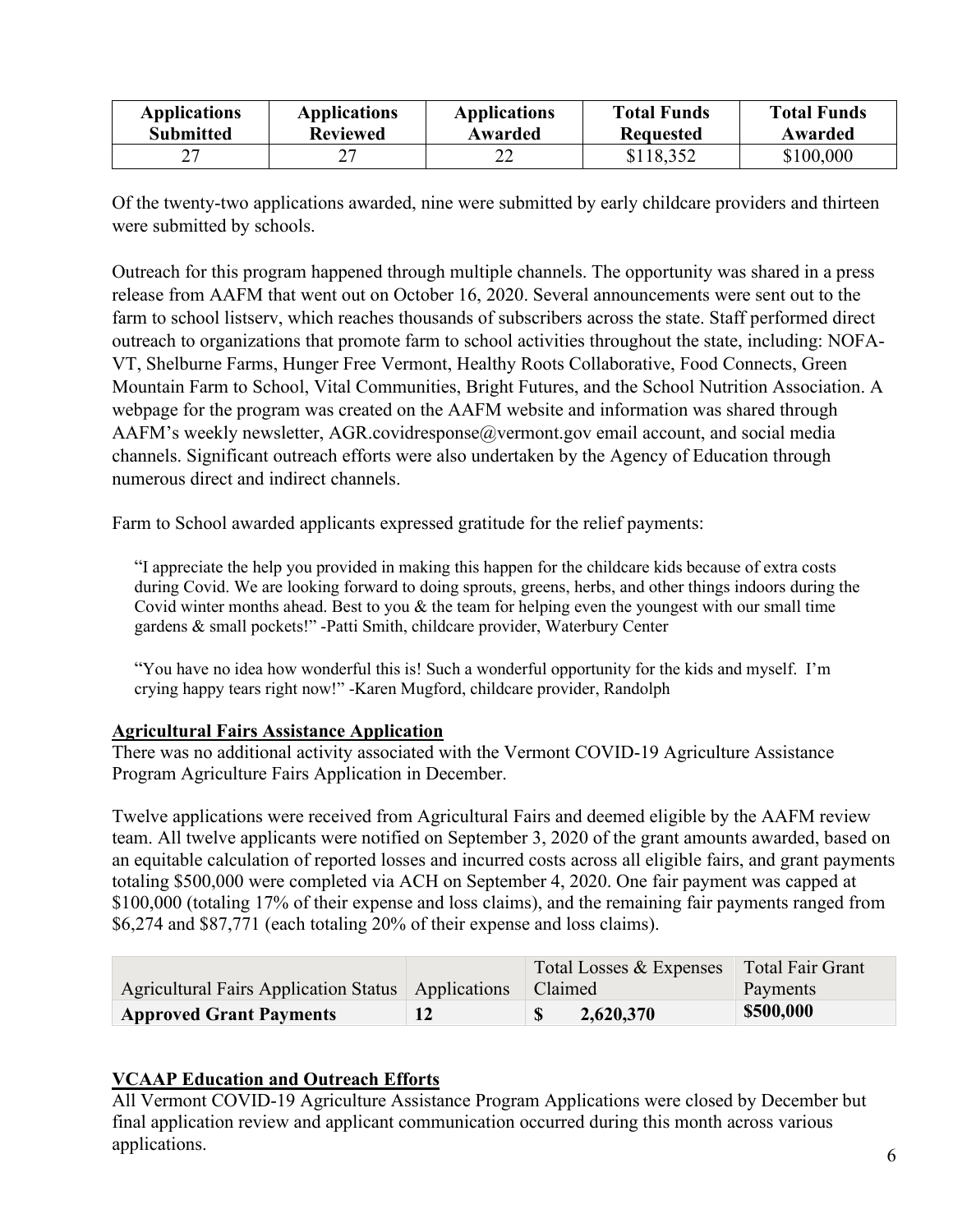| Applications Submitted | Applications Reviewed | Applications Awarded | Total Funds Requested | Total Funds Awarded |
|---|---|---|---|---|
| 27 | 27 | 22 | $118,352 | $100,000 |

Of the twenty-two applications awarded, nine were submitted by early childcare providers and thirteen were submitted by schools.

Outreach for this program happened through multiple channels. The opportunity was shared in a press release from AAFM that went out on October 16, 2020. Several announcements were sent out to the farm to school listserv, which reaches thousands of subscribers across the state. Staff performed direct outreach to organizations that promote farm to school activities throughout the state, including: NOFA-VT, Shelburne Farms, Hunger Free Vermont, Healthy Roots Collaborative, Food Connects, Green Mountain Farm to School, Vital Communities, Bright Futures, and the School Nutrition Association. A webpage for the program was created on the AAFM website and information was shared through AAFM's weekly newsletter, AGR.covidresponse@vermont.gov email account, and social media channels. Significant outreach efforts were also undertaken by the Agency of Education through numerous direct and indirect channels.

Farm to School awarded applicants expressed gratitude for the relief payments:

> "I appreciate the help you provided in making this happen for the childcare kids because of extra costs during Covid. We are looking forward to doing sprouts, greens, herbs, and other things indoors during the Covid winter months ahead. Best to you & the team for helping even the youngest with our small time gardens & small pockets!" -Patti Smith, childcare provider, Waterbury Center

> "You have no idea how wonderful this is! Such a wonderful opportunity for the kids and myself. I'm crying happy tears right now!" -Karen Mugford, childcare provider, Randolph

## Agricultural Fairs Assistance Application

There was no additional activity associated with the Vermont COVID-19 Agriculture Assistance Program Agriculture Fairs Application in December.

Twelve applications were received from Agricultural Fairs and deemed eligible by the AAFM review team. All twelve applicants were notified on September 3, 2020 of the grant amounts awarded, based on an equitable calculation of reported losses and incurred costs across all eligible fairs, and grant payments totaling $500,000 were completed via ACH on September 4, 2020. One fair payment was capped at $100,000 (totaling 17% of their expense and loss claims), and the remaining fair payments ranged from $6,274 and $87,771 (each totaling 20% of their expense and loss claims).

| Agricultural Fairs Application Status | Applications | Total Losses & Expenses Claimed | Total Fair Grant Payments |
|---|---|---|---|
| **Approved Grant Payments** | **12** | **$ 2,620,370** | **$500,000** |

## VCAAP Education and Outreach Efforts

All Vermont COVID-19 Agriculture Assistance Program Applications were closed by December but final application review and applicant communication occurred during this month across various applications.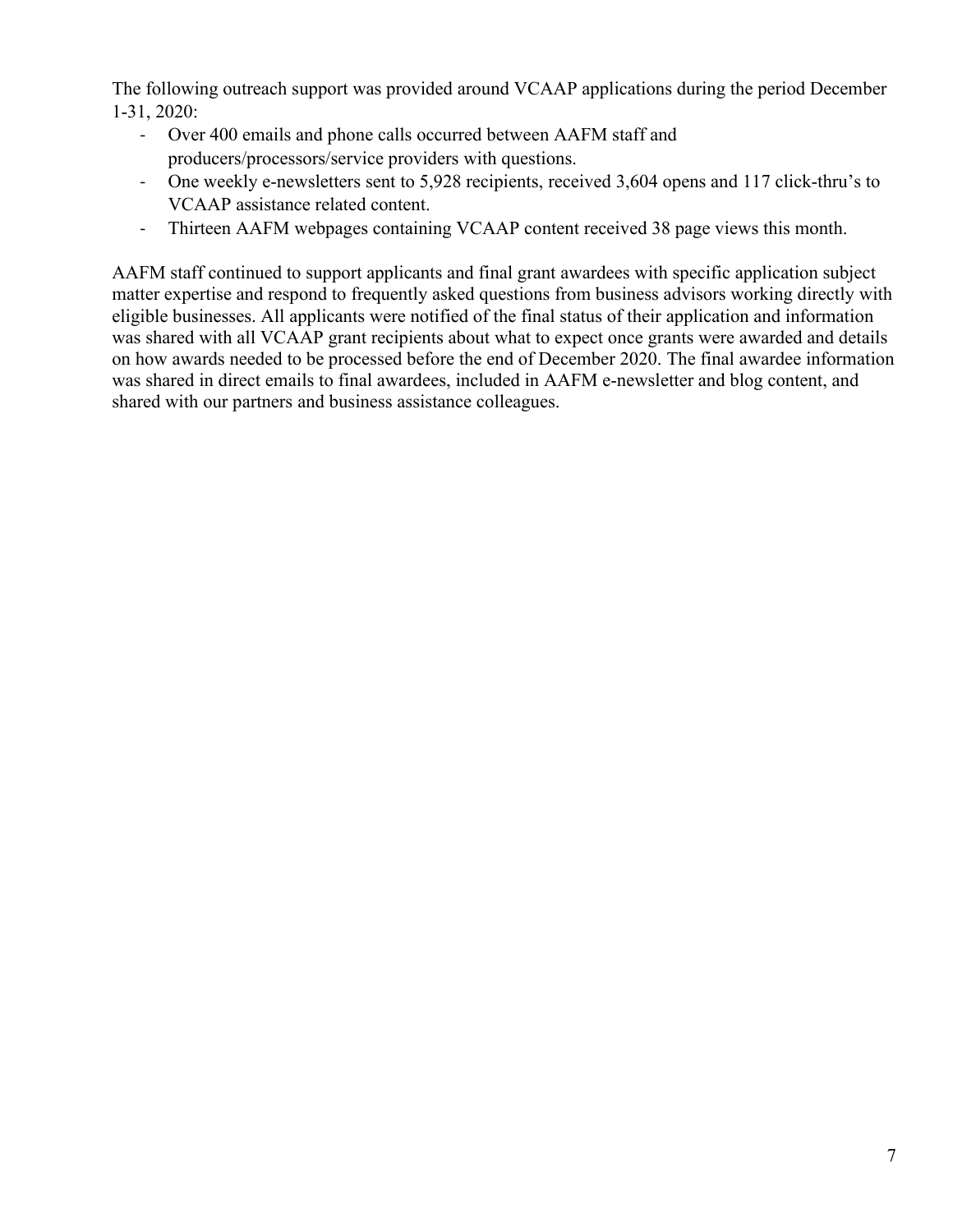The following outreach support was provided around VCAAP applications during the period December 1-31, 2020:

- Over 400 emails and phone calls occurred between AAFM staff and producers/processors/service providers with questions.
- One weekly e-newsletters sent to 5,928 recipients, received 3,604 opens and 117 click-thru's to VCAAP assistance related content.
- Thirteen AAFM webpages containing VCAAP content received 38 page views this month.

AAFM staff continued to support applicants and final grant awardees with specific application subject matter expertise and respond to frequently asked questions from business advisors working directly with eligible businesses. All applicants were notified of the final status of their application and information was shared with all VCAAP grant recipients about what to expect once grants were awarded and details on how awards needed to be processed before the end of December 2020. The final awardee information was shared in direct emails to final awardees, included in AAFM e-newsletter and blog content, and shared with our partners and business assistance colleagues.